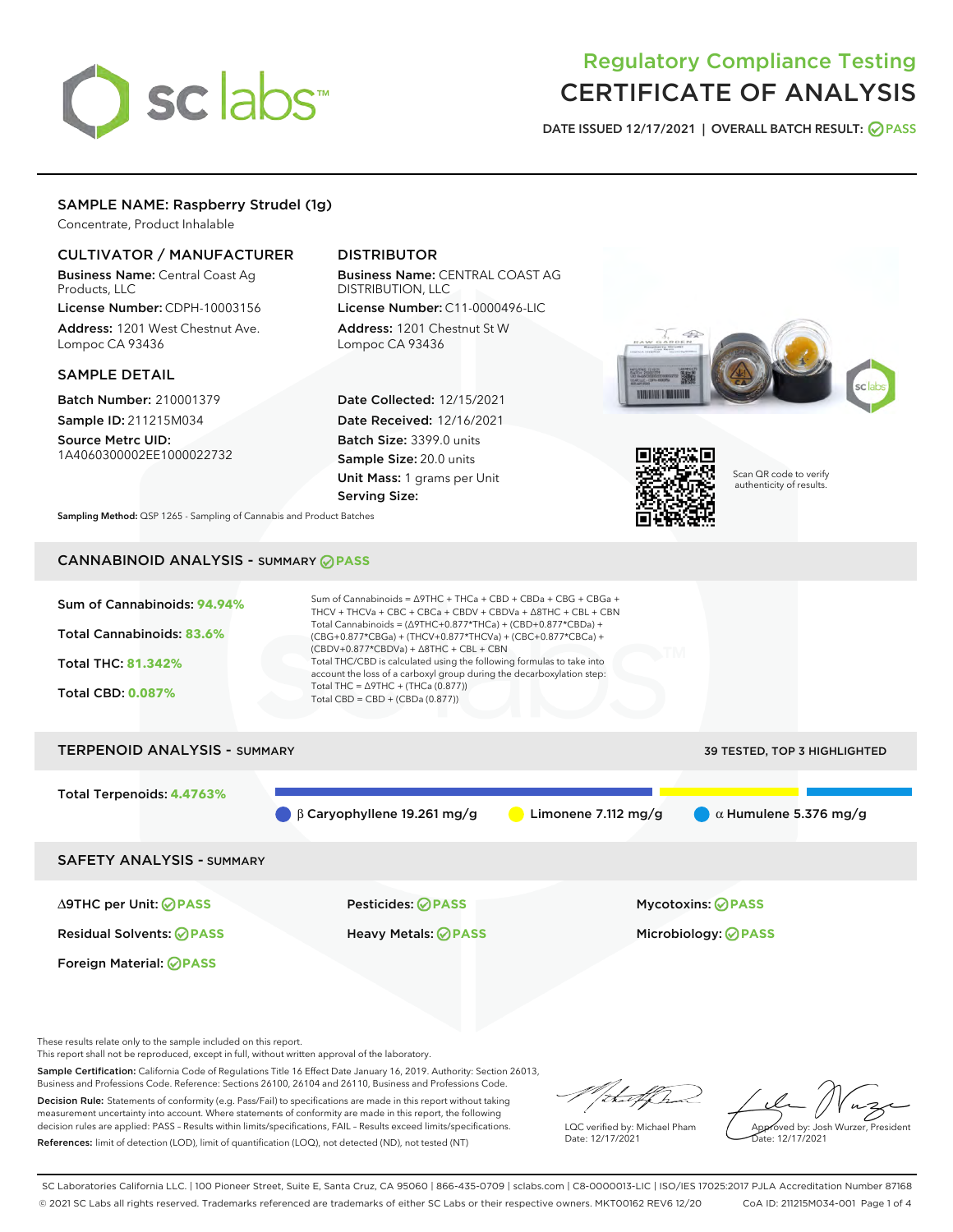# Regulatory Compliance Testing
# CERTIFICATE OF ANALYSIS

DATE ISSUED 12/17/2021 | OVERALL BATCH RESULT: PASS

## SAMPLE NAME: Raspberry Strudel (1g)

Concentrate, Product Inhalable

### CULTIVATOR / MANUFACTURER

**Business Name:** Central Coast Ag Products, LLC

**License Number:** CDPH-10003156

**Address:** 1201 West Chestnut Ave. Lompoc CA 93436

### DISTRIBUTOR

**Business Name:** CENTRAL COAST AG DISTRIBUTION, LLC

**License Number:** C11-0000496-LIC

**Address:** 1201 Chestnut St W Lompoc CA 93436

### SAMPLE DETAIL

**Batch Number:** 210001379

**Sample ID:** 211215M034

**Source Metrc UID:** 1A4060300002EE1000022732

**Date Collected:** 12/15/2021

**Date Received:** 12/16/2021

**Batch Size:** 3399.0 units

**Sample Size:** 20.0 units

**Unit Mass:** 1 grams per Unit

**Serving Size:**

Scan QR code to verify authenticity of results.

**Sampling Method:** QSP 1265 - Sampling of Cannabis and Product Batches

## CANNABINOID ANALYSIS - SUMMARY PASS

Sum of Cannabinoids: **94.94%**

Total Cannabinoids: **83.6%**

Total THC: **81.342%**

Total CBD: **0.087%**

Sum of Cannabinoids = Δ9THC + THCa + CBD + CBDa + CBG + CBGa + THCV + THCVa + CBC + CBCa + CBDV + CBDVa + Δ8THC + CBL + CBN

Total Cannabinoids = (Δ9THC+0.877*THCa) + (CBD+0.877*CBDa) + (CBG+0.877*CBGa) + (THCV+0.877*THCVa) + (CBC+0.877*CBCa) + (CBDV+0.877*CBDVa) + Δ8THC + CBL + CBN

Total THC/CBD is calculated using the following formulas to take into account the loss of a carboxyl group during the decarboxylation step:

Total THC = Δ9THC + (THCa (0.877))

Total CBD = CBD + (CBDa (0.877))

## TERPENOID ANALYSIS - SUMMARY

39 TESTED, TOP 3 HIGHLIGHTED

Total Terpenoids: **4.4763%**

β Caryophyllene 19.261 mg/g | Limonene 7.112 mg/g | α Humulene 5.376 mg/g

## SAFETY ANALYSIS - SUMMARY

| | | |
|---|---|---|
| Δ9THC per Unit: PASS | Pesticides: PASS | Mycotoxins: PASS |
| Residual Solvents: PASS | Heavy Metals: PASS | Microbiology: PASS |
| Foreign Material: PASS | | |

These results relate only to the sample included on this report.
This report shall not be reproduced, except in full, without written approval of the laboratory.

**Sample Certification:** California Code of Regulations Title 16 Effect Date January 16, 2019. Authority: Section 26013, Business and Professions Code. Reference: Sections 26100, 26104 and 26110, Business and Professions Code.

**Decision Rule:** Statements of conformity (e.g. Pass/Fail) to specifications are made in this report without taking measurement uncertainty into account. Where statements of conformity are made in this report, the following decision rules are applied: PASS – Results within limits/specifications, FAIL – Results exceed limits/specifications.

**References:** limit of detection (LOD), limit of quantification (LOQ), not detected (ND), not tested (NT)

LQC verified by: Michael Pham
Date: 12/17/2021

Approved by: Josh Wurzer, President
Date: 12/17/2021

SC Laboratories California LLC. | 100 Pioneer Street, Suite E, Santa Cruz, CA 95060 | 866-435-0709 | sclabs.com | C8-0000013-LIC | ISO/IES 17025:2017 PJLA Accreditation Number 87168
© 2021 SC Labs all rights reserved. Trademarks referenced are trademarks of either SC Labs or their respective owners. MKT00162 REV6 12/20 CoA ID: 211215M034-001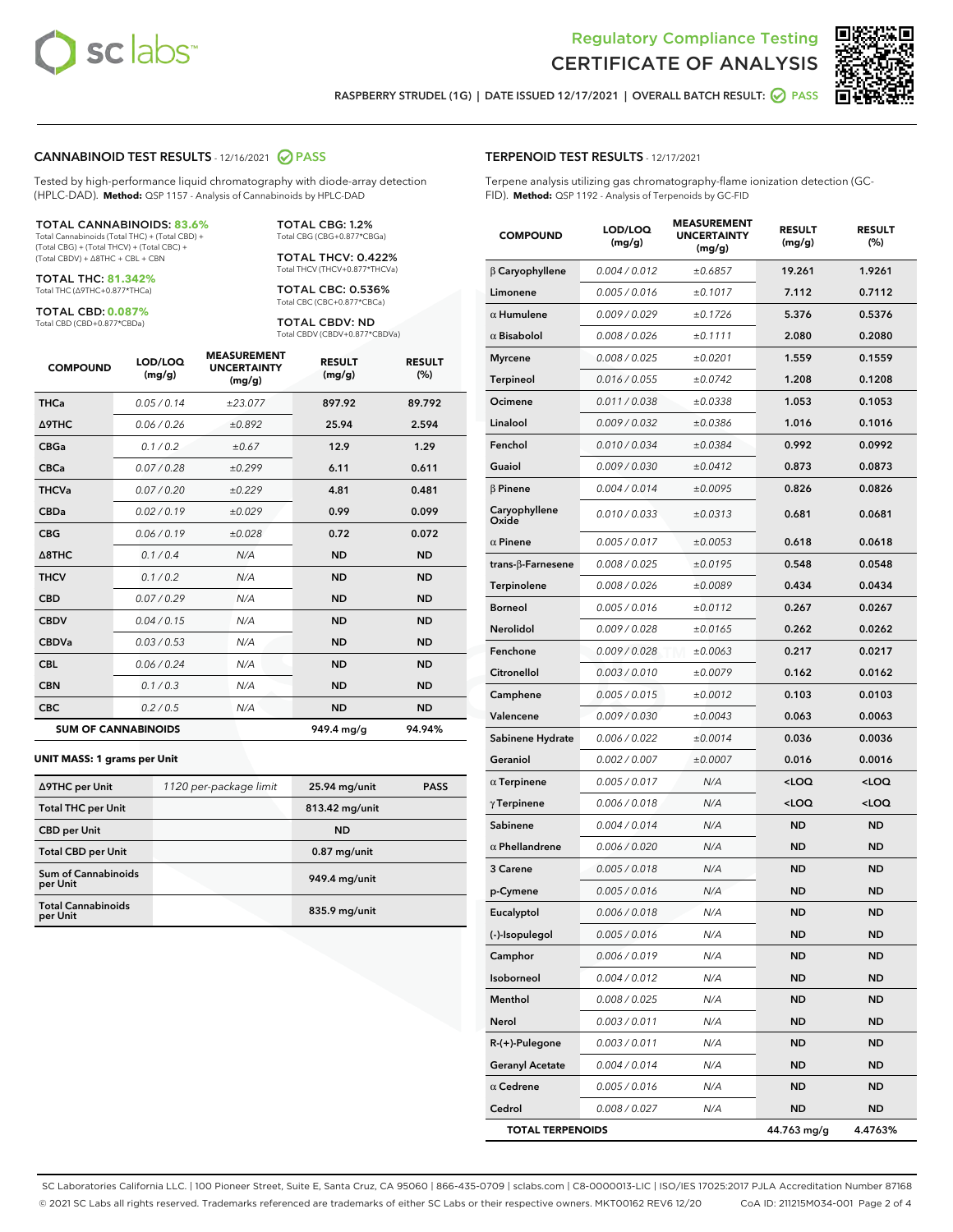# Regulatory Compliance Testing
# CERTIFICATE OF ANALYSIS

RASPBERRY STRUDEL (1G) | DATE ISSUED 12/17/2021 | OVERALL BATCH RESULT: PASS

## CANNABINOID TEST RESULTS - 12/16/2021 PASS

Tested by high-performance liquid chromatography with diode-array detection (HPLC-DAD). **Method:** QSP 1157 - Analysis of Cannabinoids by HPLC-DAD

**TOTAL CANNABINOIDS: 83.6%**
Total Cannabinoids (Total THC) + (Total CBD) + (Total CBG) + (Total THCV) + (Total CBC) + (Total CBDV) + Δ8THC + CBL + CBN

**TOTAL THC: 81.342%**
Total THC (Δ9THC+0.877*THCa)

**TOTAL CBD: 0.087%**
Total CBD (CBD+0.877*CBDa)

**TOTAL CBG: 1.2%**
Total CBG (CBG+0.877*CBGa)

**TOTAL THCV: 0.422%**
Total THCV (THCV+0.877*THCVa)

**TOTAL CBC: 0.536%**
Total CBC (CBC+0.877*CBCa)

**TOTAL CBDV: ND**
Total CBDV (CBDV+0.877*CBDVa)

| COMPOUND | LOD/LOQ (mg/g) | MEASUREMENT UNCERTAINTY (mg/g) | RESULT (mg/g) | RESULT (%) |
|---|---|---|---|---|
| THCa | 0.05 / 0.14 | ±23.077 | 897.92 | 89.792 |
| Δ9THC | 0.06 / 0.26 | ±0.892 | 25.94 | 2.594 |
| CBGa | 0.1 / 0.2 | ±0.67 | 12.9 | 1.29 |
| CBCa | 0.07 / 0.28 | ±0.299 | 6.11 | 0.611 |
| THCVa | 0.07 / 0.20 | ±0.229 | 4.81 | 0.481 |
| CBDa | 0.02 / 0.19 | ±0.029 | 0.99 | 0.099 |
| CBG | 0.06 / 0.19 | ±0.028 | 0.72 | 0.072 |
| Δ8THC | 0.1 / 0.4 | N/A | ND | ND |
| THCV | 0.1 / 0.2 | N/A | ND | ND |
| CBD | 0.07 / 0.29 | N/A | ND | ND |
| CBDV | 0.04 / 0.15 | N/A | ND | ND |
| CBDVa | 0.03 / 0.53 | N/A | ND | ND |
| CBL | 0.06 / 0.24 | N/A | ND | ND |
| CBN | 0.1 / 0.3 | N/A | ND | ND |
| CBC | 0.2 / 0.5 | N/A | ND | ND |
| **SUM OF CANNABINOIDS** | | | 949.4 mg/g | 94.94% |

**UNIT MASS: 1 grams per Unit**

| | | | |
|---|---|---|---|
| Δ9THC per Unit | 1120 per-package limit | 25.94 mg/unit | PASS |
| Total THC per Unit | | 813.42 mg/unit | |
| CBD per Unit | | ND | |
| Total CBD per Unit | | 0.87 mg/unit | |
| Sum of Cannabinoids per Unit | | 949.4 mg/unit | |
| Total Cannabinoids per Unit | | 835.9 mg/unit | |

## TERPENOID TEST RESULTS - 12/17/2021

Terpene analysis utilizing gas chromatography-flame ionization detection (GC-FID). **Method:** QSP 1192 - Analysis of Terpenoids by GC-FID

| COMPOUND | LOD/LOQ (mg/g) | MEASUREMENT UNCERTAINTY (mg/g) | RESULT (mg/g) | RESULT (%) |
|---|---|---|---|---|
| β Caryophyllene | 0.004 / 0.012 | ±0.6857 | 19.261 | 1.9261 |
| Limonene | 0.005 / 0.016 | ±0.1017 | 7.112 | 0.7112 |
| α Humulene | 0.009 / 0.029 | ±0.1726 | 5.376 | 0.5376 |
| α Bisabolol | 0.008 / 0.026 | ±0.1111 | 2.080 | 0.2080 |
| Myrcene | 0.008 / 0.025 | ±0.0201 | 1.559 | 0.1559 |
| Terpineol | 0.016 / 0.055 | ±0.0742 | 1.208 | 0.1208 |
| Ocimene | 0.011 / 0.038 | ±0.0338 | 1.053 | 0.1053 |
| Linalool | 0.009 / 0.032 | ±0.0386 | 1.016 | 0.1016 |
| Fenchol | 0.010 / 0.034 | ±0.0384 | 0.992 | 0.0992 |
| Guaiol | 0.009 / 0.030 | ±0.0412 | 0.873 | 0.0873 |
| β Pinene | 0.004 / 0.014 | ±0.0095 | 0.826 | 0.0826 |
| Caryophyllene Oxide | 0.010 / 0.033 | ±0.0313 | 0.681 | 0.0681 |
| α Pinene | 0.005 / 0.017 | ±0.0053 | 0.618 | 0.0618 |
| trans-β-Farnesene | 0.008 / 0.025 | ±0.0195 | 0.548 | 0.0548 |
| Terpinolene | 0.008 / 0.026 | ±0.0089 | 0.434 | 0.0434 |
| Borneol | 0.005 / 0.016 | ±0.0112 | 0.267 | 0.0267 |
| Nerolidol | 0.009 / 0.028 | ±0.0165 | 0.262 | 0.0262 |
| Fenchone | 0.009 / 0.028 | ±0.0063 | 0.217 | 0.0217 |
| Citronellol | 0.003 / 0.010 | ±0.0079 | 0.162 | 0.0162 |
| Camphene | 0.005 / 0.015 | ±0.0012 | 0.103 | 0.0103 |
| Valencene | 0.009 / 0.030 | ±0.0043 | 0.063 | 0.0063 |
| Sabinene Hydrate | 0.006 / 0.022 | ±0.0014 | 0.036 | 0.0036 |
| Geraniol | 0.002 / 0.007 | ±0.0007 | 0.016 | 0.0016 |
| α Terpinene | 0.005 / 0.017 | N/A | <LOQ | <LOQ |
| γ Terpinene | 0.006 / 0.018 | N/A | <LOQ | <LOQ |
| Sabinene | 0.004 / 0.014 | N/A | ND | ND |
| α Phellandrene | 0.006 / 0.020 | N/A | ND | ND |
| 3 Carene | 0.005 / 0.018 | N/A | ND | ND |
| p-Cymene | 0.005 / 0.016 | N/A | ND | ND |
| Eucalyptol | 0.006 / 0.018 | N/A | ND | ND |
| (-)-Isopulegol | 0.005 / 0.016 | N/A | ND | ND |
| Camphor | 0.006 / 0.019 | N/A | ND | ND |
| Isoborneol | 0.004 / 0.012 | N/A | ND | ND |
| Menthol | 0.008 / 0.025 | N/A | ND | ND |
| Nerol | 0.003 / 0.011 | N/A | ND | ND |
| R-(+)-Pulegone | 0.003 / 0.011 | N/A | ND | ND |
| Geranyl Acetate | 0.004 / 0.014 | N/A | ND | ND |
| α Cedrene | 0.005 / 0.016 | N/A | ND | ND |
| Cedrol | 0.008 / 0.027 | N/A | ND | ND |
| **TOTAL TERPENOIDS** | | | 44.763 mg/g | 4.4763% |

SC Laboratories California LLC. | 100 Pioneer Street, Suite E, Santa Cruz, CA 95060 | 866-435-0709 | sclabs.com | C8-0000013-LIC | ISO/IES 17025:2017 PJLA Accreditation Number 87168
© 2021 SC Labs all rights reserved. Trademarks referenced are trademarks of either SC Labs or their respective owners. MKT00162 REV6 12/20 CoA ID: 211215M034-001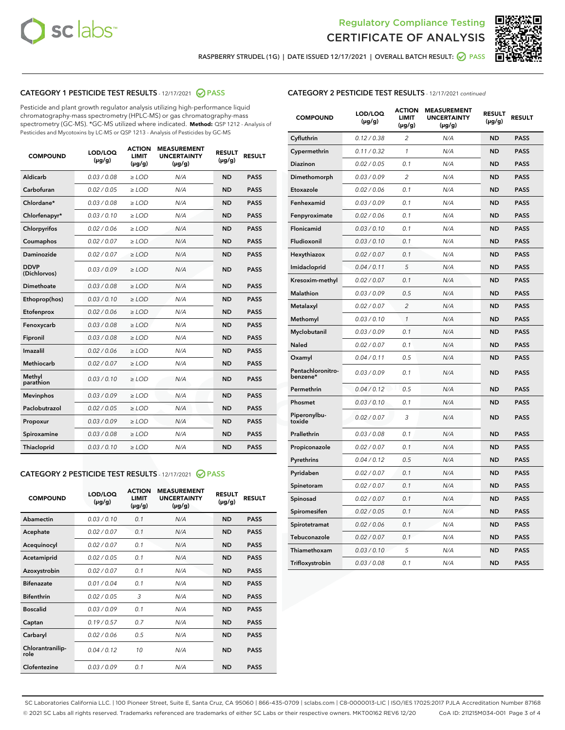Regulatory Compliance Testing
CERTIFICATE OF ANALYSIS

RASPBERRY STRUDEL (1G) | DATE ISSUED 12/17/2021 | OVERALL BATCH RESULT: PASS

## CATEGORY 1 PESTICIDE TEST RESULTS - 12/17/2021 PASS

Pesticide and plant growth regulator analysis utilizing high-performance liquid chromatography-mass spectrometry (HPLC-MS) or gas chromatography-mass spectrometry (GC-MS). *GC-MS utilized where indicated. **Method:** QSP 1212 - Analysis of Pesticides and Mycotoxins by LC-MS or QSP 1213 - Analysis of Pesticides by GC-MS

| COMPOUND | LOD/LOQ (µg/g) | ACTION LIMIT (µg/g) | MEASUREMENT UNCERTAINTY (µg/g) | RESULT (µg/g) | RESULT |
|---|---|---|---|---|---|
| Aldicarb | 0.03 / 0.08 | ≥ LOD | N/A | ND | PASS |
| Carbofuran | 0.02 / 0.05 | ≥ LOD | N/A | ND | PASS |
| Chlordane* | 0.03 / 0.08 | ≥ LOD | N/A | ND | PASS |
| Chlorfenapyr* | 0.03 / 0.10 | ≥ LOD | N/A | ND | PASS |
| Chlorpyrifos | 0.02 / 0.06 | ≥ LOD | N/A | ND | PASS |
| Coumaphos | 0.02 / 0.07 | ≥ LOD | N/A | ND | PASS |
| Daminozide | 0.02 / 0.07 | ≥ LOD | N/A | ND | PASS |
| DDVP (Dichlorvos) | 0.03 / 0.09 | ≥ LOD | N/A | ND | PASS |
| Dimethoate | 0.03 / 0.08 | ≥ LOD | N/A | ND | PASS |
| Ethoprop(hos) | 0.03 / 0.10 | ≥ LOD | N/A | ND | PASS |
| Etofenprox | 0.02 / 0.06 | ≥ LOD | N/A | ND | PASS |
| Fenoxycarb | 0.03 / 0.08 | ≥ LOD | N/A | ND | PASS |
| Fipronil | 0.03 / 0.08 | ≥ LOD | N/A | ND | PASS |
| Imazalil | 0.02 / 0.06 | ≥ LOD | N/A | ND | PASS |
| Methiocarb | 0.02 / 0.07 | ≥ LOD | N/A | ND | PASS |
| Methyl parathion | 0.03 / 0.10 | ≥ LOD | N/A | ND | PASS |
| Mevinphos | 0.03 / 0.09 | ≥ LOD | N/A | ND | PASS |
| Paclobutrazol | 0.02 / 0.05 | ≥ LOD | N/A | ND | PASS |
| Propoxur | 0.03 / 0.09 | ≥ LOD | N/A | ND | PASS |
| Spiroxamine | 0.03 / 0.08 | ≥ LOD | N/A | ND | PASS |
| Thiacloprid | 0.03 / 0.10 | ≥ LOD | N/A | ND | PASS |

## CATEGORY 2 PESTICIDE TEST RESULTS - 12/17/2021 PASS

| COMPOUND | LOD/LOQ (µg/g) | ACTION LIMIT (µg/g) | MEASUREMENT UNCERTAINTY (µg/g) | RESULT (µg/g) | RESULT |
|---|---|---|---|---|---|
| Abamectin | 0.03 / 0.10 | 0.1 | N/A | ND | PASS |
| Acephate | 0.02 / 0.07 | 0.1 | N/A | ND | PASS |
| Acequinocyl | 0.02 / 0.07 | 0.1 | N/A | ND | PASS |
| Acetamiprid | 0.02 / 0.05 | 0.1 | N/A | ND | PASS |
| Azoxystrobin | 0.02 / 0.07 | 0.1 | N/A | ND | PASS |
| Bifenazate | 0.01 / 0.04 | 0.1 | N/A | ND | PASS |
| Bifenthrin | 0.02 / 0.05 | 3 | N/A | ND | PASS |
| Boscalid | 0.03 / 0.09 | 0.1 | N/A | ND | PASS |
| Captan | 0.19 / 0.57 | 0.7 | N/A | ND | PASS |
| Carbaryl | 0.02 / 0.06 | 0.5 | N/A | ND | PASS |
| Chlorantraniliprole | 0.04 / 0.12 | 10 | N/A | ND | PASS |
| Clofentezine | 0.03 / 0.09 | 0.1 | N/A | ND | PASS |
| Cyfluthrin | 0.12 / 0.38 | 2 | N/A | ND | PASS |
| Cypermethrin | 0.11 / 0.32 | 1 | N/A | ND | PASS |
| Diazinon | 0.02 / 0.05 | 0.1 | N/A | ND | PASS |
| Dimethomorph | 0.03 / 0.09 | 2 | N/A | ND | PASS |
| Etoxazole | 0.02 / 0.06 | 0.1 | N/A | ND | PASS |
| Fenhexamid | 0.03 / 0.09 | 0.1 | N/A | ND | PASS |
| Fenpyroximate | 0.02 / 0.06 | 0.1 | N/A | ND | PASS |
| Flonicamid | 0.03 / 0.10 | 0.1 | N/A | ND | PASS |
| Fludioxonil | 0.03 / 0.10 | 0.1 | N/A | ND | PASS |
| Hexythiazox | 0.02 / 0.07 | 0.1 | N/A | ND | PASS |
| Imidacloprid | 0.04 / 0.11 | 5 | N/A | ND | PASS |
| Kresoxim-methyl | 0.02 / 0.07 | 0.1 | N/A | ND | PASS |
| Malathion | 0.03 / 0.09 | 0.5 | N/A | ND | PASS |
| Metalaxyl | 0.02 / 0.07 | 2 | N/A | ND | PASS |
| Methomyl | 0.03 / 0.10 | 1 | N/A | ND | PASS |
| Myclobutanil | 0.03 / 0.09 | 0.1 | N/A | ND | PASS |
| Naled | 0.02 / 0.07 | 0.1 | N/A | ND | PASS |
| Oxamyl | 0.04 / 0.11 | 0.5 | N/A | ND | PASS |
| Pentachloronitrobenzene* | 0.03 / 0.09 | 0.1 | N/A | ND | PASS |
| Permethrin | 0.04 / 0.12 | 0.5 | N/A | ND | PASS |
| Phosmet | 0.03 / 0.10 | 0.1 | N/A | ND | PASS |
| Piperonylbutoxide | 0.02 / 0.07 | 3 | N/A | ND | PASS |
| Prallethrin | 0.03 / 0.08 | 0.1 | N/A | ND | PASS |
| Propiconazole | 0.02 / 0.07 | 0.1 | N/A | ND | PASS |
| Pyrethrins | 0.04 / 0.12 | 0.5 | N/A | ND | PASS |
| Pyridaben | 0.02 / 0.07 | 0.1 | N/A | ND | PASS |
| Spinetoram | 0.02 / 0.07 | 0.1 | N/A | ND | PASS |
| Spinosad | 0.02 / 0.07 | 0.1 | N/A | ND | PASS |
| Spiromesifen | 0.02 / 0.05 | 0.1 | N/A | ND | PASS |
| Spirotetramat | 0.02 / 0.06 | 0.1 | N/A | ND | PASS |
| Tebuconazole | 0.02 / 0.07 | 0.1 | N/A | ND | PASS |
| Thiamethoxam | 0.03 / 0.10 | 5 | N/A | ND | PASS |
| Trifloxystrobin | 0.03 / 0.08 | 0.1 | N/A | ND | PASS |

SC Laboratories California LLC. | 100 Pioneer Street, Suite E, Santa Cruz, CA 95060 | 866-435-0709 | sclabs.com | C8-0000013-LIC | ISO/IES 17025:2017 PJLA Accreditation Number 87168
© 2021 SC Labs all rights reserved. Trademarks referenced are trademarks of either SC Labs or their respective owners. MKT00162 REV6 12/20 CoA ID: 211215M034-001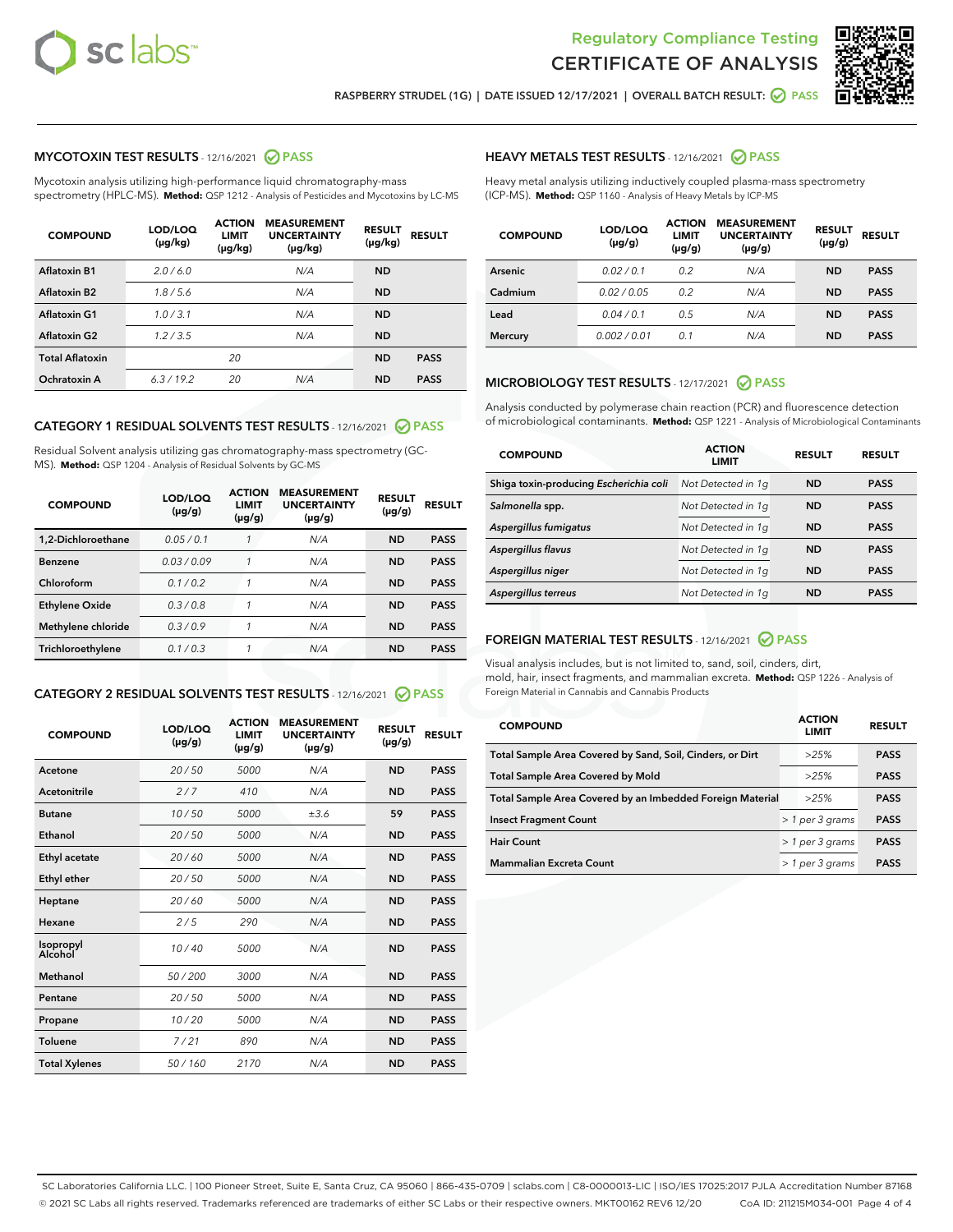Regulatory Compliance Testing
# CERTIFICATE OF ANALYSIS

RASPBERRY STRUDEL (1G) | DATE ISSUED 12/17/2021 | OVERALL BATCH RESULT: PASS

## MYCOTOXIN TEST RESULTS - 12/16/2021 PASS

Mycotoxin analysis utilizing high-performance liquid chromatography-mass spectrometry (HPLC-MS). **Method:** QSP 1212 - Analysis of Pesticides and Mycotoxins by LC-MS

| COMPOUND | LOD/LOQ (μg/kg) | ACTION LIMIT (μg/kg) | MEASUREMENT UNCERTAINTY (μg/kg) | RESULT (μg/kg) | RESULT |
|---|---|---|---|---|---|
| Aflatoxin B1 | 2.0 / 6.0 | | N/A | ND | |
| Aflatoxin B2 | 1.8 / 5.6 | | N/A | ND | |
| Aflatoxin G1 | 1.0 / 3.1 | | N/A | ND | |
| Aflatoxin G2 | 1.2 / 3.5 | | N/A | ND | |
| Total Aflatoxin | | 20 | | ND | PASS |
| Ochratoxin A | 6.3 / 19.2 | 20 | N/A | ND | PASS |

## CATEGORY 1 RESIDUAL SOLVENTS TEST RESULTS - 12/16/2021 PASS

Residual Solvent analysis utilizing gas chromatography-mass spectrometry (GC-MS). **Method:** QSP 1204 - Analysis of Residual Solvents by GC-MS

| COMPOUND | LOD/LOQ (μg/g) | ACTION LIMIT (μg/g) | MEASUREMENT UNCERTAINTY (μg/g) | RESULT (μg/g) | RESULT |
|---|---|---|---|---|---|
| 1,2-Dichloroethane | 0.05 / 0.1 | 1 | N/A | ND | PASS |
| Benzene | 0.03 / 0.09 | 1 | N/A | ND | PASS |
| Chloroform | 0.1 / 0.2 | 1 | N/A | ND | PASS |
| Ethylene Oxide | 0.3 / 0.8 | 1 | N/A | ND | PASS |
| Methylene chloride | 0.3 / 0.9 | 1 | N/A | ND | PASS |
| Trichloroethylene | 0.1 / 0.3 | 1 | N/A | ND | PASS |

## CATEGORY 2 RESIDUAL SOLVENTS TEST RESULTS - 12/16/2021 PASS

| COMPOUND | LOD/LOQ (μg/g) | ACTION LIMIT (μg/g) | MEASUREMENT UNCERTAINTY (μg/g) | RESULT (μg/g) | RESULT |
|---|---|---|---|---|---|
| Acetone | 20 / 50 | 5000 | N/A | ND | PASS |
| Acetonitrile | 2 / 7 | 410 | N/A | ND | PASS |
| Butane | 10 / 50 | 5000 | ±3.6 | 59 | PASS |
| Ethanol | 20 / 50 | 5000 | N/A | ND | PASS |
| Ethyl acetate | 20 / 60 | 5000 | N/A | ND | PASS |
| Ethyl ether | 20 / 50 | 5000 | N/A | ND | PASS |
| Heptane | 20 / 60 | 5000 | N/A | ND | PASS |
| Hexane | 2 / 5 | 290 | N/A | ND | PASS |
| Isopropyl Alcohol | 10 / 40 | 5000 | N/A | ND | PASS |
| Methanol | 50 / 200 | 3000 | N/A | ND | PASS |
| Pentane | 20 / 50 | 5000 | N/A | ND | PASS |
| Propane | 10 / 20 | 5000 | N/A | ND | PASS |
| Toluene | 7 / 21 | 890 | N/A | ND | PASS |
| Total Xylenes | 50 / 160 | 2170 | N/A | ND | PASS |

## HEAVY METALS TEST RESULTS - 12/16/2021 PASS

Heavy metal analysis utilizing inductively coupled plasma-mass spectrometry (ICP-MS). **Method:** QSP 1160 - Analysis of Heavy Metals by ICP-MS

| COMPOUND | LOD/LOQ (μg/g) | ACTION LIMIT (μg/g) | MEASUREMENT UNCERTAINTY (μg/g) | RESULT (μg/g) | RESULT |
|---|---|---|---|---|---|
| Arsenic | 0.02 / 0.1 | 0.2 | N/A | ND | PASS |
| Cadmium | 0.02 / 0.05 | 0.2 | N/A | ND | PASS |
| Lead | 0.04 / 0.1 | 0.5 | N/A | ND | PASS |
| Mercury | 0.002 / 0.01 | 0.1 | N/A | ND | PASS |

## MICROBIOLOGY TEST RESULTS - 12/17/2021 PASS

Analysis conducted by polymerase chain reaction (PCR) and fluorescence detection of microbiological contaminants. **Method:** QSP 1221 - Analysis of Microbiological Contaminants

| COMPOUND | ACTION LIMIT | RESULT | RESULT |
|---|---|---|---|
| Shiga toxin-producing *Escherichia coli* | Not Detected in 1g | ND | PASS |
| *Salmonella* spp. | Not Detected in 1g | ND | PASS |
| *Aspergillus fumigatus* | Not Detected in 1g | ND | PASS |
| *Aspergillus flavus* | Not Detected in 1g | ND | PASS |
| *Aspergillus niger* | Not Detected in 1g | ND | PASS |
| *Aspergillus terreus* | Not Detected in 1g | ND | PASS |

## FOREIGN MATERIAL TEST RESULTS - 12/16/2021 PASS

Visual analysis includes, but is not limited to, sand, soil, cinders, dirt, mold, hair, insect fragments, and mammalian excreta. **Method:** QSP 1226 - Analysis of Foreign Material in Cannabis and Cannabis Products

| COMPOUND | ACTION LIMIT | RESULT |
|---|---|---|
| Total Sample Area Covered by Sand, Soil, Cinders, or Dirt | >25% | PASS |
| Total Sample Area Covered by Mold | >25% | PASS |
| Total Sample Area Covered by an Imbedded Foreign Material | >25% | PASS |
| Insect Fragment Count | > 1 per 3 grams | PASS |
| Hair Count | > 1 per 3 grams | PASS |
| Mammalian Excreta Count | > 1 per 3 grams | PASS |

SC Laboratories California LLC. | 100 Pioneer Street, Suite E, Santa Cruz, CA 95060 | 866-435-0709 | sclabs.com | C8-0000013-LIC | ISO/IES 17025:2017 PJLA Accreditation Number 87168
© 2021 SC Labs all rights reserved. Trademarks referenced are trademarks of either SC Labs or their respective owners. MKT00162 REV6 12/20 CoA ID: 211215M034-001